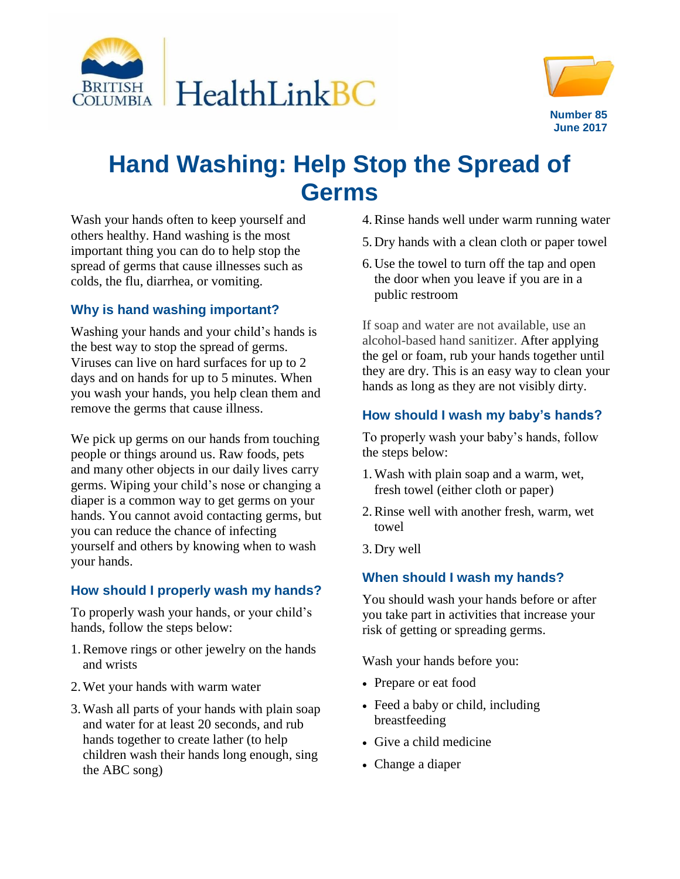BRITISH COLUMBIA HealthLinkBC

**Number 85**
**June 2017**

# Hand Washing: Help Stop the Spread of Germs

Wash your hands often to keep yourself and others healthy. Hand washing is the most important thing you can do to help stop the spread of germs that cause illnesses such as colds, the flu, diarrhea, or vomiting.

## Why is hand washing important?

Washing your hands and your child's hands is the best way to stop the spread of germs. Viruses can live on hard surfaces for up to 2 days and on hands for up to 5 minutes. When you wash your hands, you help clean them and remove the germs that cause illness.

We pick up germs on our hands from touching people or things around us. Raw foods, pets and many other objects in our daily lives carry germs. Wiping your child's nose or changing a diaper is a common way to get germs on your hands. You cannot avoid contacting germs, but you can reduce the chance of infecting yourself and others by knowing when to wash your hands.

## How should I properly wash my hands?

To properly wash your hands, or your child's hands, follow the steps below:

1. Remove rings or other jewelry on the hands and wrists
2. Wet your hands with warm water
3. Wash all parts of your hands with plain soap and water for at least 20 seconds, and rub hands together to create lather (to help children wash their hands long enough, sing the ABC song)
4. Rinse hands well under warm running water
5. Dry hands with a clean cloth or paper towel
6. Use the towel to turn off the tap and open the door when you leave if you are in a public restroom

If soap and water are not available, use an alcohol-based hand sanitizer. After applying the gel or foam, rub your hands together until they are dry. This is an easy way to clean your hands as long as they are not visibly dirty.

## How should I wash my baby's hands?

To properly wash your baby's hands, follow the steps below:

1. Wash with plain soap and a warm, wet, fresh towel (either cloth or paper)
2. Rinse well with another fresh, warm, wet towel
3. Dry well

## When should I wash my hands?

You should wash your hands before or after you take part in activities that increase your risk of getting or spreading germs.

Wash your hands before you:

- Prepare or eat food
- Feed a baby or child, including breastfeeding
- Give a child medicine
- Change a diaper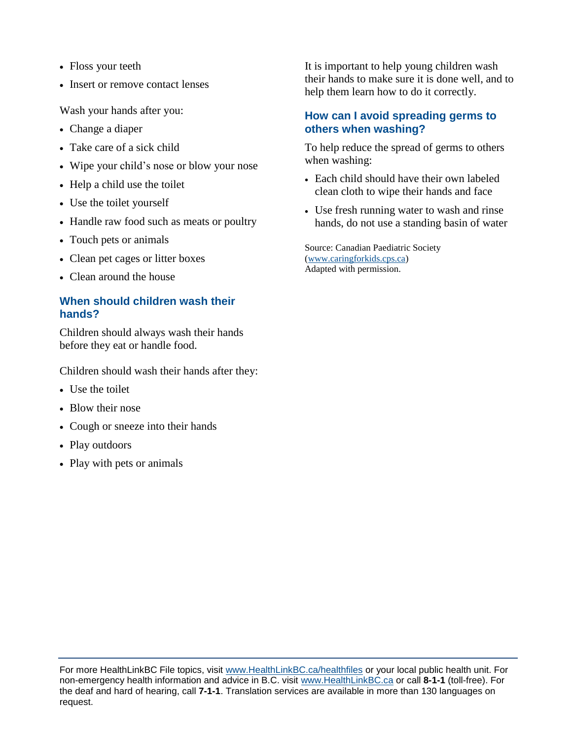- Floss your teeth
- Insert or remove contact lenses

Wash your hands after you:

- Change a diaper
- Take care of a sick child
- Wipe your child's nose or blow your nose
- Help a child use the toilet
- Use the toilet yourself
- Handle raw food such as meats or poultry
- Touch pets or animals
- Clean pet cages or litter boxes
- Clean around the house

## When should children wash their hands?

Children should always wash their hands before they eat or handle food.

Children should wash their hands after they:

- Use the toilet
- Blow their nose
- Cough or sneeze into their hands
- Play outdoors
- Play with pets or animals

It is important to help young children wash their hands to make sure it is done well, and to help them learn how to do it correctly.

## How can I avoid spreading germs to others when washing?

To help reduce the spread of germs to others when washing:

- Each child should have their own labeled clean cloth to wipe their hands and face
- Use fresh running water to wash and rinse hands, do not use a standing basin of water

Source: Canadian Paediatric Society (www.caringforkids.cps.ca)
Adapted with permission.

For more HealthLinkBC File topics, visit www.HealthLinkBC.ca/healthfiles or your local public health unit. For non-emergency health information and advice in B.C. visit www.HealthLinkBC.ca or call **8-1-1** (toll-free). For the deaf and hard of hearing, call **7-1-1**. Translation services are available in more than 130 languages on request.